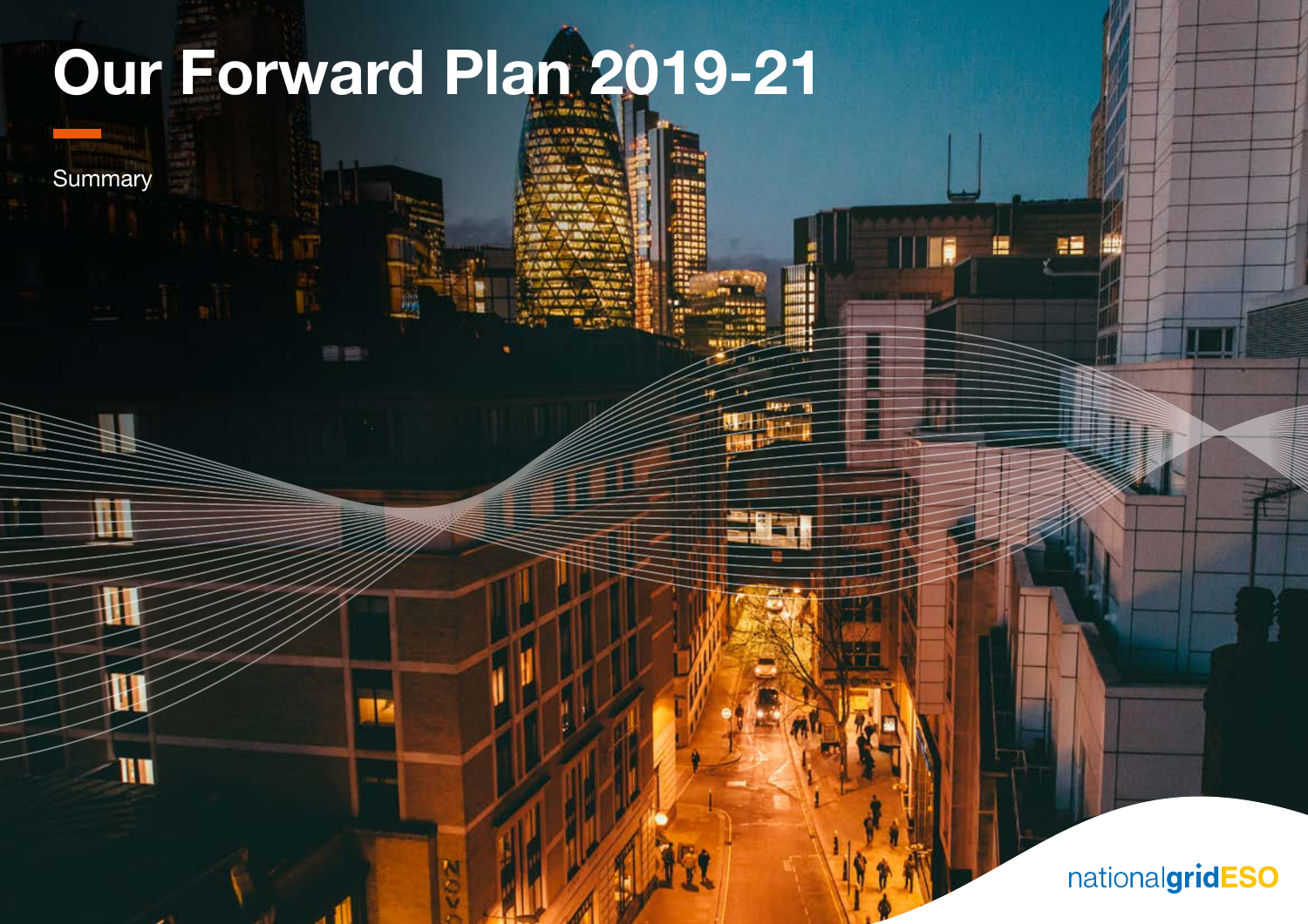# Our Forward Plan 2019-21

Summary

nationalgridESO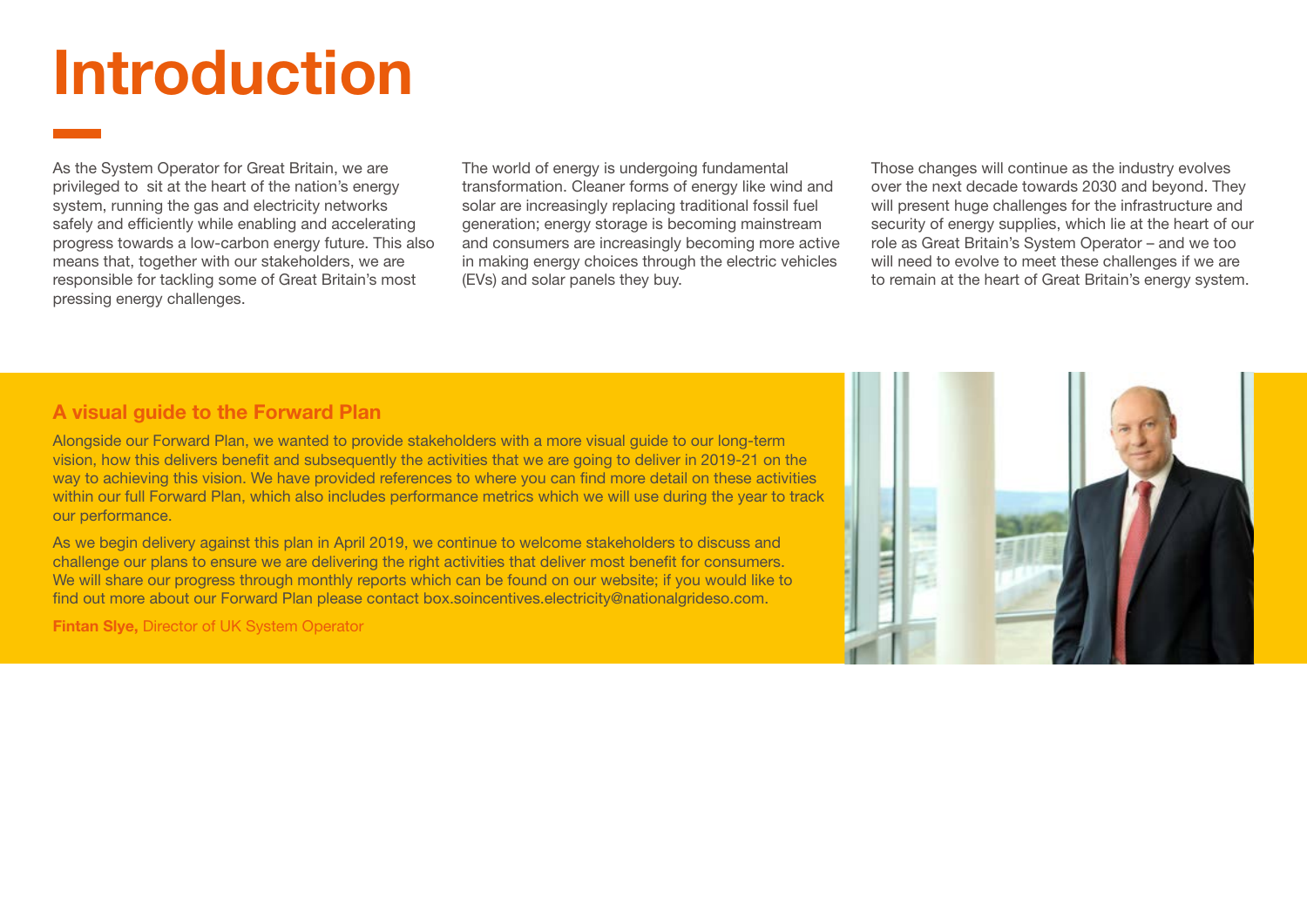# Introduction

As the System Operator for Great Britain, we are privileged to sit at the heart of the nation's energy system, running the gas and electricity networks safely and efficiently while enabling and accelerating progress towards a low-carbon energy future. This also means that, together with our stakeholders, we are responsible for tackling some of Great Britain's most pressing energy challenges.

The world of energy is undergoing fundamental transformation. Cleaner forms of energy like wind and solar are increasingly replacing traditional fossil fuel generation; energy storage is becoming mainstream and consumers are increasingly becoming more active in making energy choices through the electric vehicles (EVs) and solar panels they buy.

Those changes will continue as the industry evolves over the next decade towards 2030 and beyond. They will present huge challenges for the infrastructure and security of energy supplies, which lie at the heart of our role as Great Britain's System Operator – and we too will need to evolve to meet these challenges if we are to remain at the heart of Great Britain's energy system.

## A visual guide to the Forward Plan

Alongside our Forward Plan, we wanted to provide stakeholders with a more visual guide to our long-term vision, how this delivers benefit and subsequently the activities that we are going to deliver in 2019-21 on the way to achieving this vision. We have provided references to where you can find more detail on these activities within our full Forward Plan, which also includes performance metrics which we will use during the year to track our performance.

As we begin delivery against this plan in April 2019, we continue to welcome stakeholders to discuss and challenge our plans to ensure we are delivering the right activities that deliver most benefit for consumers. We will share our progress through monthly reports which can be found on our website; if you would like to find out more about our Forward Plan please contact box.soincentives.electricity@nationalgrideso.com.

**Fintan Slye,** Director of UK System Operator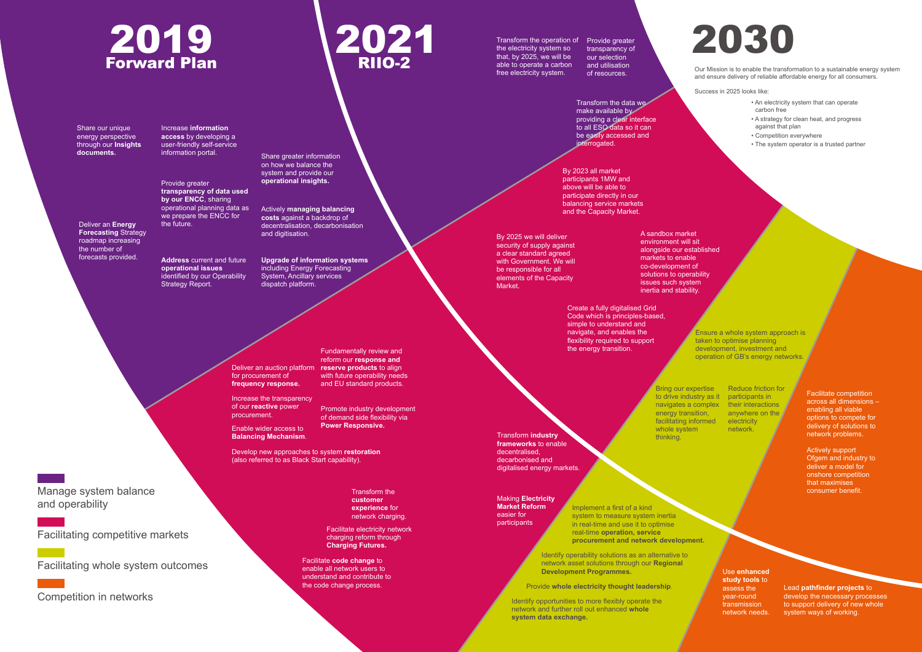# 2019
## Forward Plan

# 2021
## RIIO-2

# 2030

Our Mission is to enable the transformation to a sustainable energy system and ensure delivery of reliable affordable energy for all consumers.

Success in 2025 looks like:

- An electricity system that can operate carbon free
- A strategy for clean heat, and progress against that plan
- Competition everywhere
- The system operator is a trusted partner

### Manage system balance and operability

Share our unique energy perspective through our **Insights documents.**

Increase **information access** by developing a user-friendly self-service information portal.

Provide greater **transparency of data used by our ENCC**, sharing operational planning data as we prepare the ENCC for the future.

Deliver an **Energy Forecasting** Strategy roadmap increasing the number of forecasts provided.

**Address** current and future **operational issues** identified by our Operability Strategy Report.

Share greater information on how we balance the system and provide our **operational insights.**

Actively **managing balancing costs** against a backdrop of decentralisation, decarbonisation and digitisation.

**Upgrade of information systems** including Energy Forecasting System, Ancillary services dispatch platform.

Transform the operation of the electricity system so that, by 2025, we will be able to operate a carbon free electricity system.

Provide greater transparency of our selection and utilisation of resources.

### Facilitating competitive markets

Transform the data we make available by providing a clear interface to all ESO data so it can be easily accessed and interrogated.

By 2023 all market participants 1MW and above will be able to participate directly in our balancing service markets and the Capacity Market.

By 2025 we will deliver security of supply against a clear standard agreed with Government. We will be responsible for all elements of the Capacity Market.

A sandbox market environment will sit alongside our established markets to enable co-development of solutions to operability issues such system inertia and stability.

Create a fully digitalised Grid Code which is principles-based, simple to understand and navigate, and enables the flexibility required to support the energy transition.

Deliver an auction platform for procurement of **frequency response.**

Fundamentally review and reform our **response and reserve products** to align with future operability needs and EU standard products.

Increase the transparency of our **reactive** power procurement.

Promote industry development of demand side flexibility via **Power Responsive.**

Enable wider access to **Balancing Mechanism**.

Develop new approaches to system **restoration** (also referred to as Black Start capability).

Transform the **customer experience** for network charging.

Facilitate electricity network charging reform through **Charging Futures.**

Facilitate **code change** to enable all network users to understand and contribute to the code change process.

Transform **industry frameworks** to enable decentralised, decarbonised and digitalised energy markets.

Making **Electricity Market Reform** easier for participants

### Facilitating whole system outcomes

Ensure a whole system approach is taken to optimise planning development, investment and operation of GB's energy networks.

Bring our expertise to drive industry as it navigates a complex energy transition, facilitating informed whole system thinking.

Reduce friction for participants in their interactions anywhere on the electricity network.

Implement a first of a kind system to measure system inertia in real-time and use it to optimise real-time **operation, service procurement and network development.**

Identify operability solutions as an alternative to network asset solutions through our **Regional Development Programmes.**

Provide **whole electricity thought leadership**.

Identify opportunities to more flexibly operate the network and further roll out enhanced **whole system data exchange.**

### Competition in networks

Facilitate competition across all dimensions – enabling all viable options to compete for delivery of solutions to network problems.

Actively support Ofgem and industry to deliver a model for onshore competition that maximises consumer benefit.

Use **enhanced study tools** to assess the year-round transmission network needs.

Lead **pathfinder projects** to develop the necessary processes to support delivery of new whole system ways of working.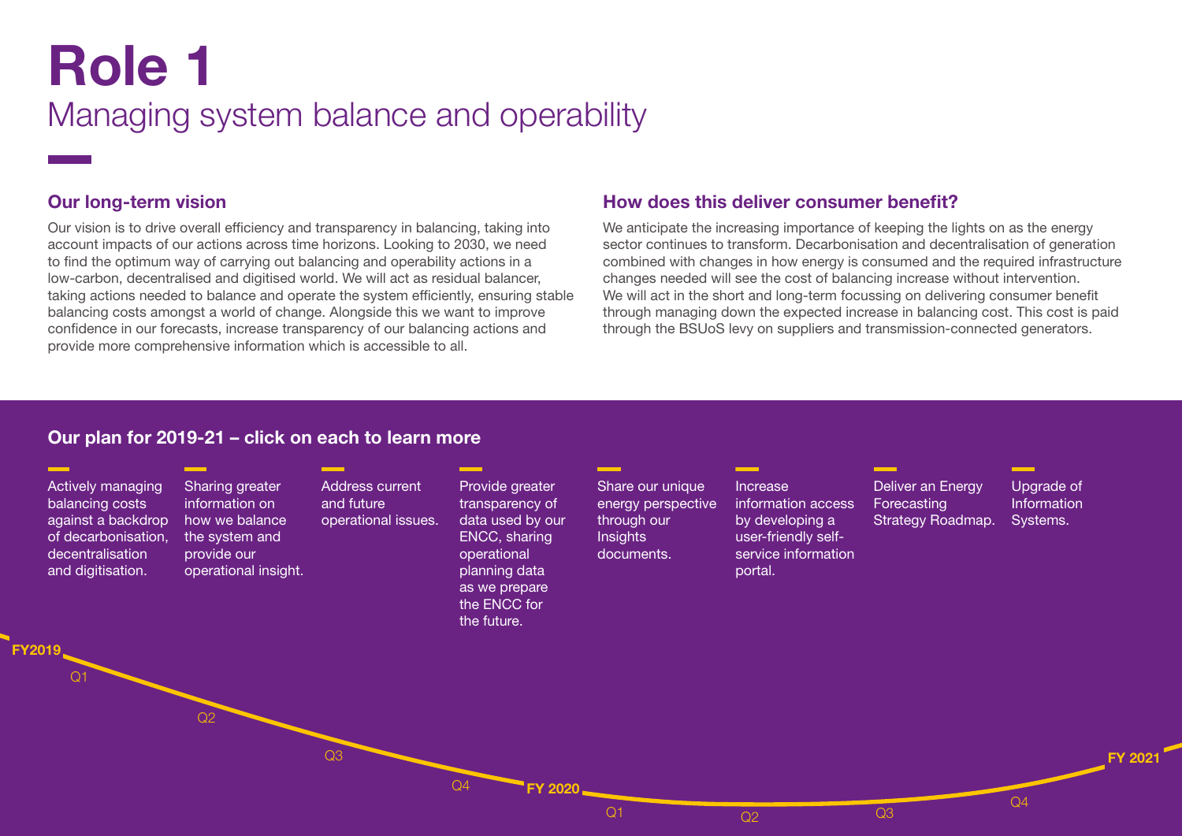# Role 1

## Managing system balance and operability

### Our long-term vision

Our vision is to drive overall efficiency and transparency in balancing, taking into account impacts of our actions across time horizons. Looking to 2030, we need to find the optimum way of carrying out balancing and operability actions in a low-carbon, decentralised and digitised world. We will act as residual balancer, taking actions needed to balance and operate the system efficiently, ensuring stable balancing costs amongst a world of change. Alongside this we want to improve confidence in our forecasts, increase transparency of our balancing actions and provide more comprehensive information which is accessible to all.

### How does this deliver consumer benefit?

We anticipate the increasing importance of keeping the lights on as the energy sector continues to transform. Decarbonisation and decentralisation of generation combined with changes in how energy is consumed and the required infrastructure changes needed will see the cost of balancing increase without intervention. We will act in the short and long-term focussing on delivering consumer benefit through managing down the expected increase in balancing cost. This cost is paid through the BSUoS levy on suppliers and transmission-connected generators.

### Our plan for 2019-21 – click on each to learn more

- Actively managing balancing costs against a backdrop of decarbonisation, decentralisation and digitisation.
- Sharing greater information on how we balance the system and provide our operational insight.
- Address current and future operational issues.
- Provide greater transparency of data used by our ENCC, sharing operational planning data as we prepare the ENCC for the future.
- Share our unique energy perspective through our Insights documents.
- Increase information access by developing a user-friendly self-service information portal.
- Deliver an Energy Forecasting Strategy Roadmap.
- Upgrade of Information Systems.

FY2019: Q1, Q2, Q3, Q4 — FY 2020: Q1, Q2, Q3, Q4 — FY 2021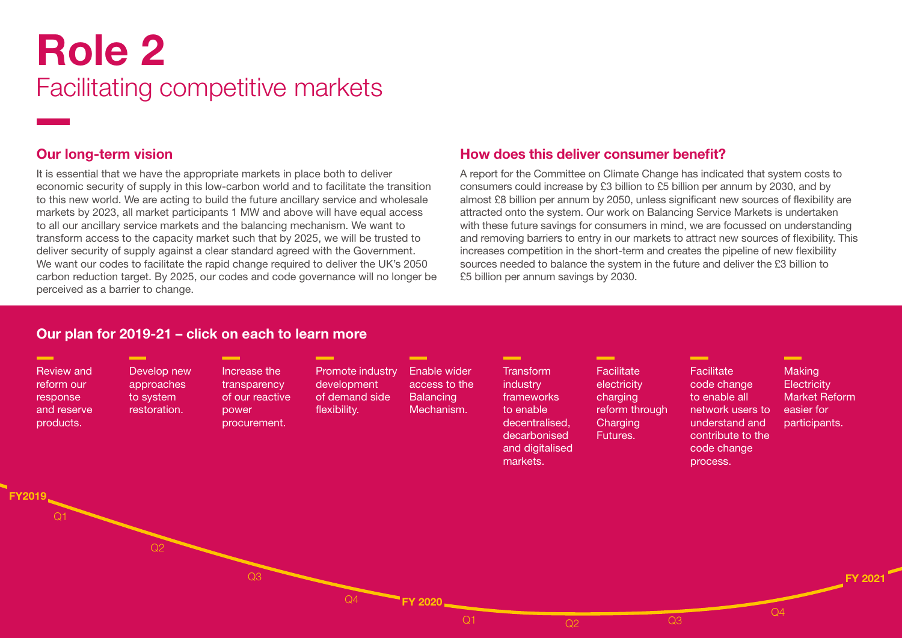# Role 2

## Facilitating competitive markets

### Our long-term vision

It is essential that we have the appropriate markets in place both to deliver economic security of supply in this low-carbon world and to facilitate the transition to this new world. We are acting to build the future ancillary service and wholesale markets by 2023, all market participants 1 MW and above will have equal access to all our ancillary service markets and the balancing mechanism. We want to transform access to the capacity market such that by 2025, we will be trusted to deliver security of supply against a clear standard agreed with the Government. We want our codes to facilitate the rapid change required to deliver the UK's 2050 carbon reduction target. By 2025, our codes and code governance will no longer be perceived as a barrier to change.

### How does this deliver consumer benefit?

A report for the Committee on Climate Change has indicated that system costs to consumers could increase by £3 billion to £5 billion per annum by 2030, and by almost £8 billion per annum by 2050, unless significant new sources of flexibility are attracted onto the system. Our work on Balancing Service Markets is undertaken with these future savings for consumers in mind, we are focussed on understanding and removing barriers to entry in our markets to attract new sources of flexibility. This increases competition in the short-term and creates the pipeline of new flexibility sources needed to balance the system in the future and deliver the £3 billion to £5 billion per annum savings by 2030.

### Our plan for 2019-21 – click on each to learn more

- Review and reform our response and reserve products.
- Develop new approaches to system restoration.
- Increase the transparency of our reactive power procurement.
- Promote industry development of demand side flexibility.
- Enable wider access to the Balancing Mechanism.
- Transform industry frameworks to enable decentralised, decarbonised and digitalised markets.
- Facilitate electricity charging reform through Charging Futures.
- Facilitate code change to enable all network users to understand and contribute to the code change process.
- Making Electricity Market Reform easier for participants.

FY2019 Q1 Q2 Q3 Q4 FY 2020 Q1 Q2 Q3 Q4 FY 2021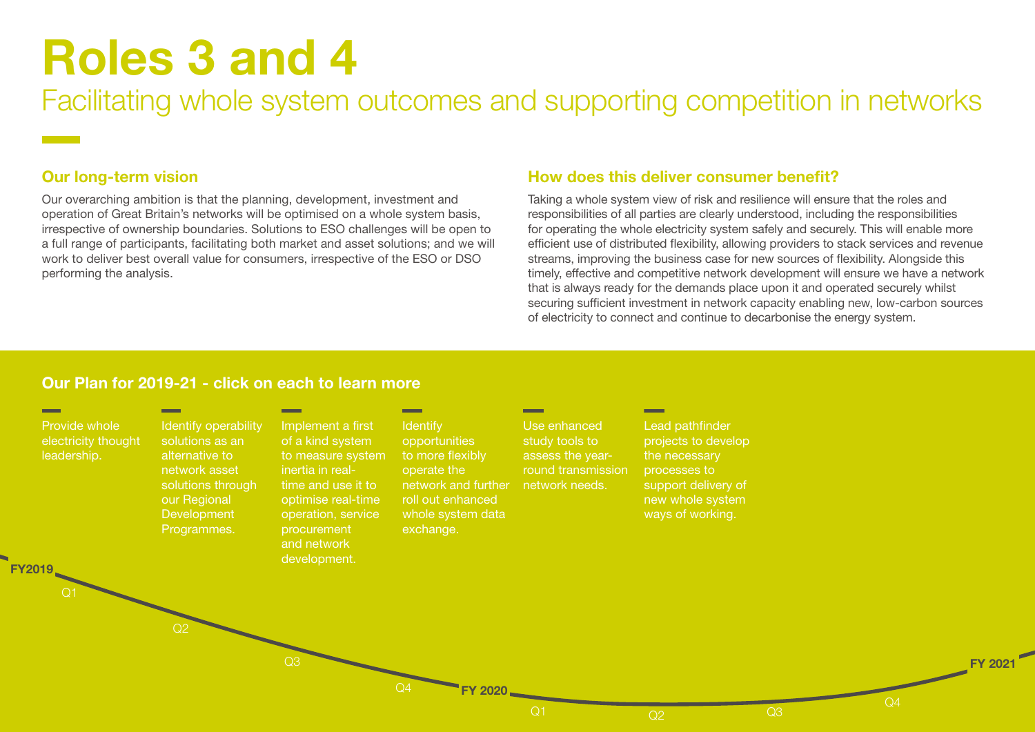# Roles 3 and 4

## Facilitating whole system outcomes and supporting competition in networks

### Our long-term vision

Our overarching ambition is that the planning, development, investment and operation of Great Britain's networks will be optimised on a whole system basis, irrespective of ownership boundaries. Solutions to ESO challenges will be open to a full range of participants, facilitating both market and asset solutions; and we will work to deliver best overall value for consumers, irrespective of the ESO or DSO performing the analysis.

### How does this deliver consumer benefit?

Taking a whole system view of risk and resilience will ensure that the roles and responsibilities of all parties are clearly understood, including the responsibilities for operating the whole electricity system safely and securely. This will enable more efficient use of distributed flexibility, allowing providers to stack services and revenue streams, improving the business case for new sources of flexibility. Alongside this timely, effective and competitive network development will ensure we have a network that is always ready for the demands place upon it and operated securely whilst securing sufficient investment in network capacity enabling new, low-carbon sources of electricity to connect and continue to decarbonise the energy system.

### Our Plan for 2019-21 - click on each to learn more

- Provide whole electricity thought leadership.
- Identify operability solutions as an alternative to network asset solutions through our Regional Development Programmes.
- Implement a first of a kind system to measure system inertia in real-time and use it to optimise real-time operation, service procurement and network development.
- Identify opportunities to more flexibly operate the network and further roll out enhanced whole system data exchange.
- Use enhanced study tools to assess the year-round transmission network needs.
- Lead pathfinder projects to develop the necessary processes to support delivery of new whole system ways of working.

FY2019 Q1 Q2 Q3 Q4 FY 2020 Q1 Q2 Q3 Q4 FY 2021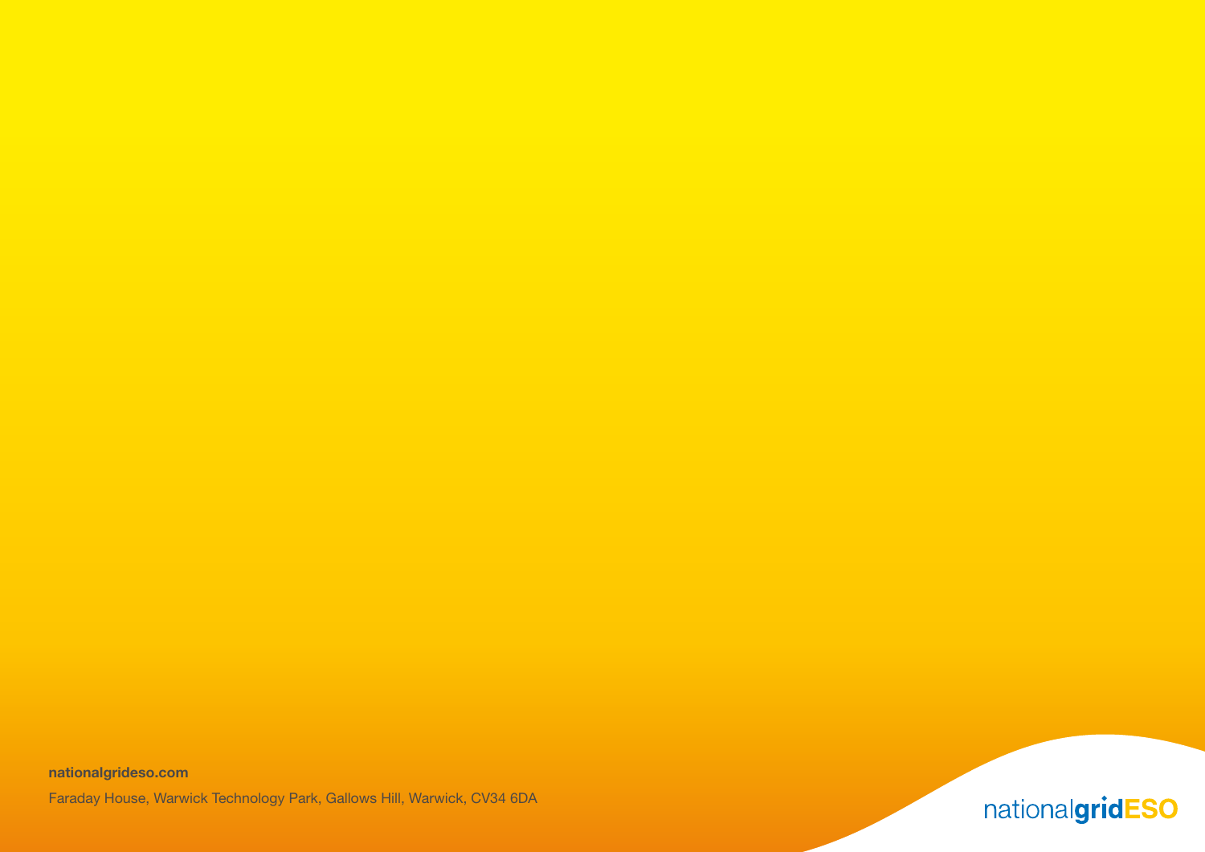**nationalgrideso.com**

Faraday House, Warwick Technology Park, Gallows Hill, Warwick, CV34 6DA

nationalgridESO